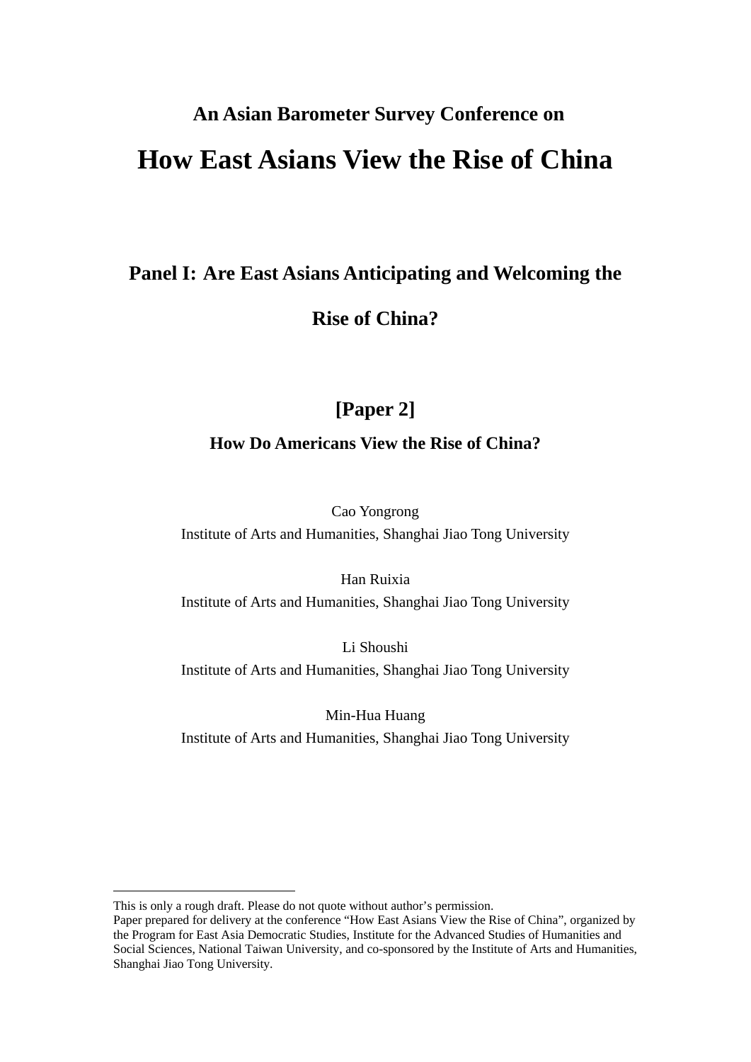**An Asian Barometer Survey Conference on**

# How East Asians View the Rise of China

## Panel I: Are East Asians Anticipating and Welcoming the Rise of China?

## [Paper 2]

### How Do Americans View the Rise of China?

Cao Yongrong
Institute of Arts and Humanities, Shanghai Jiao Tong University

Han Ruixia
Institute of Arts and Humanities, Shanghai Jiao Tong University

Li Shoushi
Institute of Arts and Humanities, Shanghai Jiao Tong University

Min-Hua Huang
Institute of Arts and Humanities, Shanghai Jiao Tong University

---

This is only a rough draft. Please do not quote without author's permission.
Paper prepared for delivery at the conference "How East Asians View the Rise of China", organized by the Program for East Asia Democratic Studies, Institute for the Advanced Studies of Humanities and Social Sciences, National Taiwan University, and co-sponsored by the Institute of Arts and Humanities, Shanghai Jiao Tong University.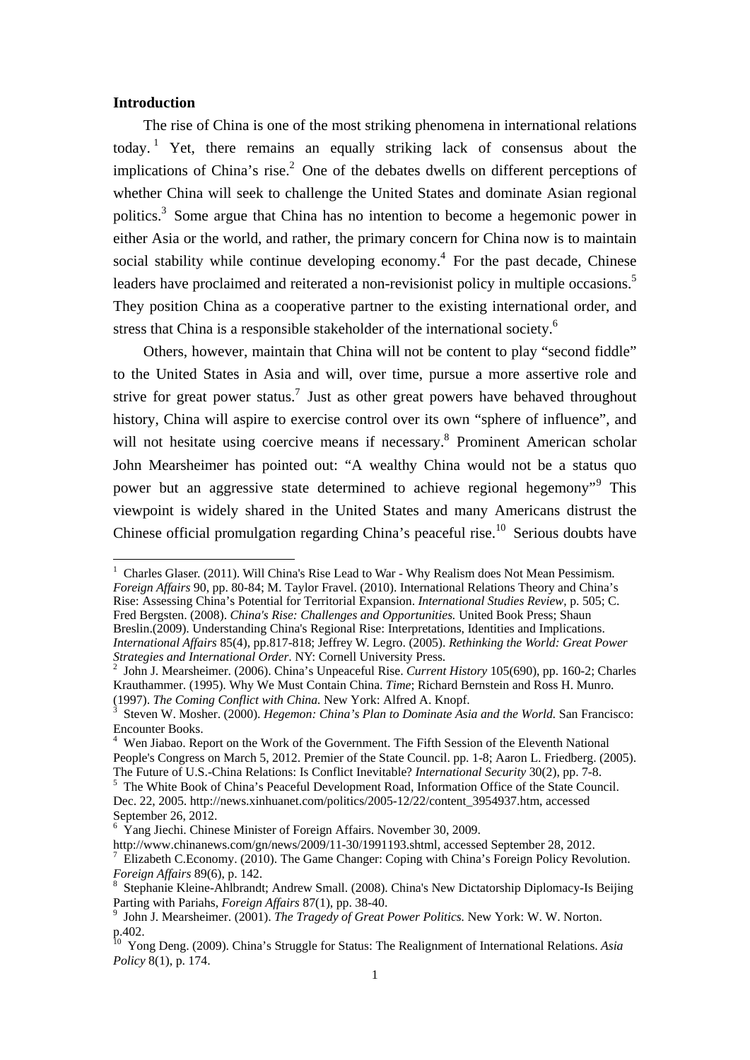**Introduction**

The rise of China is one of the most striking phenomena in international relations today.[1] Yet, there remains an equally striking lack of consensus about the implications of China's rise.[2] One of the debates dwells on different perceptions of whether China will seek to challenge the United States and dominate Asian regional politics.[3] Some argue that China has no intention to become a hegemonic power in either Asia or the world, and rather, the primary concern for China now is to maintain social stability while continue developing economy.[4] For the past decade, Chinese leaders have proclaimed and reiterated a non-revisionist policy in multiple occasions.[5] They position China as a cooperative partner to the existing international order, and stress that China is a responsible stakeholder of the international society.[6]

Others, however, maintain that China will not be content to play "second fiddle" to the United States in Asia and will, over time, pursue a more assertive role and strive for great power status.[7] Just as other great powers have behaved throughout history, China will aspire to exercise control over its own "sphere of influence", and will not hesitate using coercive means if necessary.[8] Prominent American scholar John Mearsheimer has pointed out: "A wealthy China would not be a status quo power but an aggressive state determined to achieve regional hegemony"[9] This viewpoint is widely shared in the United States and many Americans distrust the Chinese official promulgation regarding China's peaceful rise.[10] Serious doubts have

---

[1] Charles Glaser. (2011). Will China's Rise Lead to War - Why Realism does Not Mean Pessimism. *Foreign Affairs* 90, pp. 80-84; M. Taylor Fravel. (2010). International Relations Theory and China's Rise: Assessing China's Potential for Territorial Expansion. *International Studies Review*, p. 505; C. Fred Bergsten. (2008). *China's Rise: Challenges and Opportunities.* United Book Press; Shaun Breslin.(2009). Understanding China's Regional Rise: Interpretations, Identities and Implications. *International Affairs* 85(4), pp.817-818; Jeffrey W. Legro. (2005). *Rethinking the World: Great Power Strategies and International Order*. NY: Cornell University Press.

[2] John J. Mearsheimer. (2006). China's Unpeaceful Rise. *Current History* 105(690), pp. 160-2; Charles Krauthammer. (1995). Why We Must Contain China. *Time*; Richard Bernstein and Ross H. Munro. (1997). *The Coming Conflict with China.* New York: Alfred A. Knopf.

[3] Steven W. Mosher. (2000). *Hegemon: China's Plan to Dominate Asia and the World.* San Francisco: Encounter Books.

[4] Wen Jiabao. Report on the Work of the Government. The Fifth Session of the Eleventh National People's Congress on March 5, 2012. Premier of the State Council. pp. 1-8; Aaron L. Friedberg. (2005). The Future of U.S.-China Relations: Is Conflict Inevitable? *International Security* 30(2), pp. 7-8.

[5] The White Book of China's Peaceful Development Road, Information Office of the State Council. Dec. 22, 2005. http://news.xinhuanet.com/politics/2005-12/22/content_3954937.htm, accessed September 26, 2012.

[6] Yang Jiechi. Chinese Minister of Foreign Affairs. November 30, 2009. http://www.chinanews.com/gn/news/2009/11-30/1991193.shtml, accessed September 28, 2012.

[7] Elizabeth C.Economy. (2010). The Game Changer: Coping with China's Foreign Policy Revolution. *Foreign Affairs* 89(6), p. 142.

[8] Stephanie Kleine-Ahlbrandt; Andrew Small. (2008). China's New Dictatorship Diplomacy-Is Beijing Parting with Pariahs, *Foreign Affairs* 87(1), pp. 38-40.

[9] John J. Mearsheimer. (2001). *The Tragedy of Great Power Politics.* New York: W. W. Norton. p.402.

[10] Yong Deng. (2009). China's Struggle for Status: The Realignment of International Relations. *Asia Policy* 8(1), p. 174.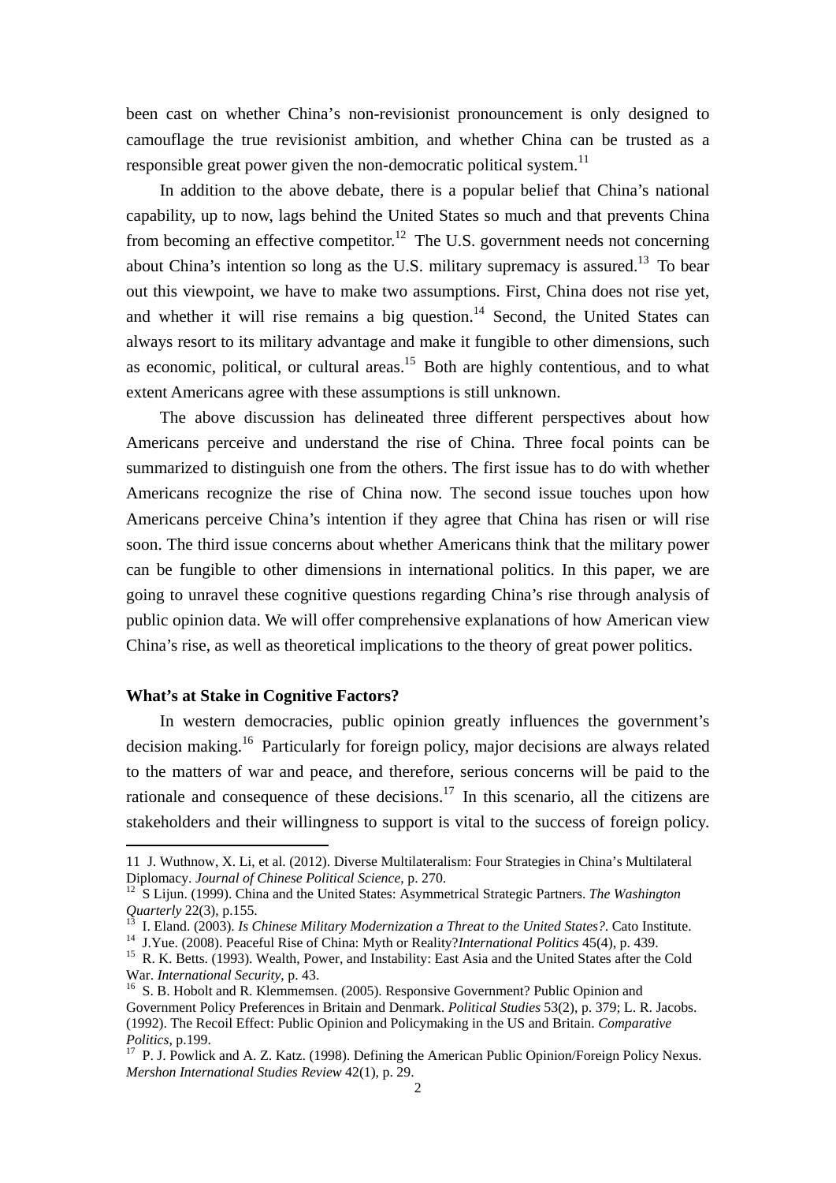been cast on whether China's non-revisionist pronouncement is only designed to camouflage the true revisionist ambition, and whether China can be trusted as a responsible great power given the non-democratic political system.[11]

In addition to the above debate, there is a popular belief that China's national capability, up to now, lags behind the United States so much and that prevents China from becoming an effective competitor.[12] The U.S. government needs not concerning about China's intention so long as the U.S. military supremacy is assured.[13] To bear out this viewpoint, we have to make two assumptions. First, China does not rise yet, and whether it will rise remains a big question.[14] Second, the United States can always resort to its military advantage and make it fungible to other dimensions, such as economic, political, or cultural areas.[15] Both are highly contentious, and to what extent Americans agree with these assumptions is still unknown.

The above discussion has delineated three different perspectives about how Americans perceive and understand the rise of China. Three focal points can be summarized to distinguish one from the others. The first issue has to do with whether Americans recognize the rise of China now. The second issue touches upon how Americans perceive China's intention if they agree that China has risen or will rise soon. The third issue concerns about whether Americans think that the military power can be fungible to other dimensions in international politics. In this paper, we are going to unravel these cognitive questions regarding China's rise through analysis of public opinion data. We will offer comprehensive explanations of how American view China's rise, as well as theoretical implications to the theory of great power politics.

**What's at Stake in Cognitive Factors?**

In western democracies, public opinion greatly influences the government's decision making.[16] Particularly for foreign policy, major decisions are always related to the matters of war and peace, and therefore, serious concerns will be paid to the rationale and consequence of these decisions.[17] In this scenario, all the citizens are stakeholders and their willingness to support is vital to the success of foreign policy.

---

11 J. Wuthnow, X. Li, et al. (2012). Diverse Multilateralism: Four Strategies in China's Multilateral Diplomacy. *Journal of Chinese Political Science*, p. 270.

12 S Lijun. (1999). China and the United States: Asymmetrical Strategic Partners. *The Washington Quarterly* 22(3), p.155.

13 I. Eland. (2003). *Is Chinese Military Modernization a Threat to the United States?*. Cato Institute.

14 J.Yue. (2008). Peaceful Rise of China: Myth or Reality?*International Politics* 45(4), p. 439.

15 R. K. Betts. (1993). Wealth, Power, and Instability: East Asia and the United States after the Cold War. *International Security*, p. 43.

16 S. B. Hobolt and R. Klemmemsen. (2005). Responsive Government? Public Opinion and Government Policy Preferences in Britain and Denmark. *Political Studies* 53(2), p. 379; L. R. Jacobs. (1992). The Recoil Effect: Public Opinion and Policymaking in the US and Britain. *Comparative Politics*, p.199.

17 P. J. Powlick and A. Z. Katz. (1998). Defining the American Public Opinion/Foreign Policy Nexus. *Mershon International Studies Review* 42(1), p. 29.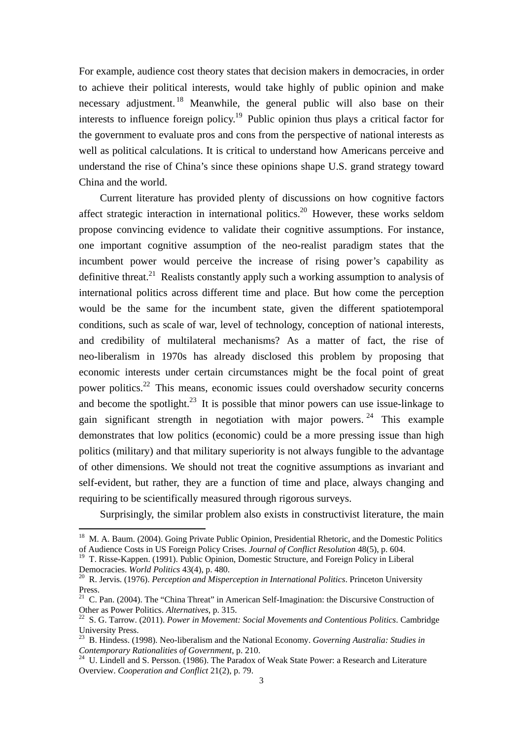For example, audience cost theory states that decision makers in democracies, in order to achieve their political interests, would take highly of public opinion and make necessary adjustment.[18] Meanwhile, the general public will also base on their interests to influence foreign policy.[19] Public opinion thus plays a critical factor for the government to evaluate pros and cons from the perspective of national interests as well as political calculations. It is critical to understand how Americans perceive and understand the rise of China's since these opinions shape U.S. grand strategy toward China and the world.

Current literature has provided plenty of discussions on how cognitive factors affect strategic interaction in international politics.[20] However, these works seldom propose convincing evidence to validate their cognitive assumptions. For instance, one important cognitive assumption of the neo-realist paradigm states that the incumbent power would perceive the increase of rising power's capability as definitive threat.[21] Realists constantly apply such a working assumption to analysis of international politics across different time and place. But how come the perception would be the same for the incumbent state, given the different spatiotemporal conditions, such as scale of war, level of technology, conception of national interests, and credibility of multilateral mechanisms? As a matter of fact, the rise of neo-liberalism in 1970s has already disclosed this problem by proposing that economic interests under certain circumstances might be the focal point of great power politics.[22] This means, economic issues could overshadow security concerns and become the spotlight.[23] It is possible that minor powers can use issue-linkage to gain significant strength in negotiation with major powers.[24] This example demonstrates that low politics (economic) could be a more pressing issue than high politics (military) and that military superiority is not always fungible to the advantage of other dimensions. We should not treat the cognitive assumptions as invariant and self-evident, but rather, they are a function of time and place, always changing and requiring to be scientifically measured through rigorous surveys.

Surprisingly, the similar problem also exists in constructivist literature, the main

---

[18] M. A. Baum. (2004). Going Private Public Opinion, Presidential Rhetoric, and the Domestic Politics of Audience Costs in US Foreign Policy Crises. *Journal of Conflict Resolution* 48(5), p. 604.

[19] T. Risse-Kappen. (1991). Public Opinion, Domestic Structure, and Foreign Policy in Liberal Democracies. *World Politics* 43(4), p. 480.

[20] R. Jervis. (1976). *Perception and Misperception in International Politics*. Princeton University Press.

[21] C. Pan. (2004). The "China Threat" in American Self-Imagination: the Discursive Construction of Other as Power Politics. *Alternatives*, p. 315.

[22] S. G. Tarrow. (2011). *Power in Movement: Social Movements and Contentious Politics*. Cambridge University Press.

[23] B. Hindess. (1998). Neo-liberalism and the National Economy. *Governing Australia: Studies in Contemporary Rationalities of Government*, p. 210.

[24] U. Lindell and S. Persson. (1986). The Paradox of Weak State Power: a Research and Literature Overview. *Cooperation and Conflict* 21(2), p. 79.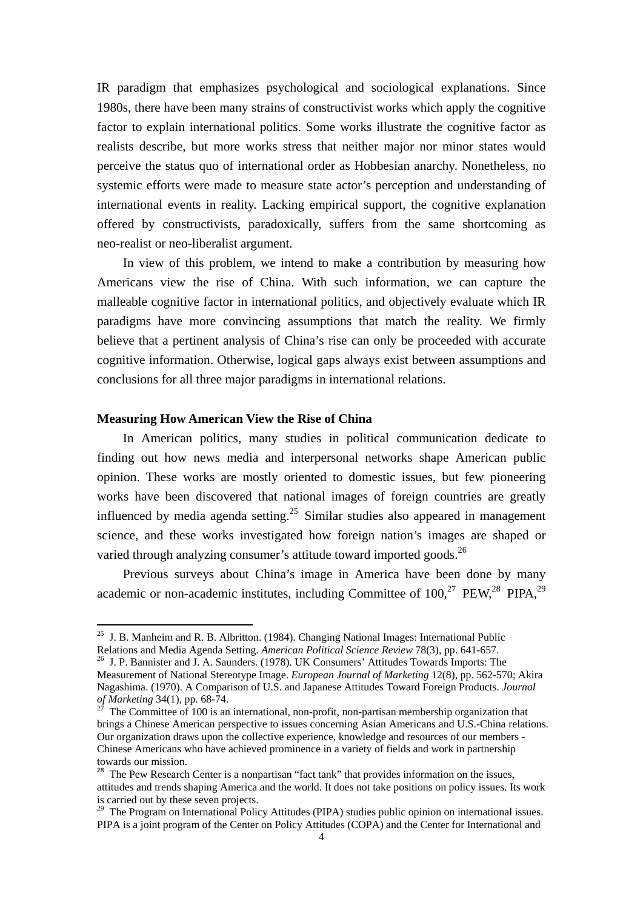IR paradigm that emphasizes psychological and sociological explanations. Since 1980s, there have been many strains of constructivist works which apply the cognitive factor to explain international politics. Some works illustrate the cognitive factor as realists describe, but more works stress that neither major nor minor states would perceive the status quo of international order as Hobbesian anarchy. Nonetheless, no systemic efforts were made to measure state actor's perception and understanding of international events in reality. Lacking empirical support, the cognitive explanation offered by constructivists, paradoxically, suffers from the same shortcoming as neo-realist or neo-liberalist argument.

In view of this problem, we intend to make a contribution by measuring how Americans view the rise of China. With such information, we can capture the malleable cognitive factor in international politics, and objectively evaluate which IR paradigms have more convincing assumptions that match the reality. We firmly believe that a pertinent analysis of China's rise can only be proceeded with accurate cognitive information. Otherwise, logical gaps always exist between assumptions and conclusions for all three major paradigms in international relations.

### Measuring How American View the Rise of China

In American politics, many studies in political communication dedicate to finding out how news media and interpersonal networks shape American public opinion. These works are mostly oriented to domestic issues, but few pioneering works have been discovered that national images of foreign countries are greatly influenced by media agenda setting.[25] Similar studies also appeared in management science, and these works investigated how foreign nation's images are shaped or varied through analyzing consumer's attitude toward imported goods.[26]

Previous surveys about China's image in America have been done by many academic or non-academic institutes, including Committee of 100,[27] PEW,[28] PIPA,[29]

---

[25] J. B. Manheim and R. B. Albritton. (1984). Changing National Images: International Public Relations and Media Agenda Setting. *American Political Science Review* 78(3), pp. 641-657.

[26] J. P. Bannister and J. A. Saunders. (1978). UK Consumers' Attitudes Towards Imports: The Measurement of National Stereotype Image. *European Journal of Marketing* 12(8), pp. 562-570; Akira Nagashima. (1970). A Comparison of U.S. and Japanese Attitudes Toward Foreign Products. *Journal of Marketing* 34(1), pp. 68-74.

[27] The Committee of 100 is an international, non-profit, non-partisan membership organization that brings a Chinese American perspective to issues concerning Asian Americans and U.S.-China relations. Our organization draws upon the collective experience, knowledge and resources of our members - Chinese Americans who have achieved prominence in a variety of fields and work in partnership towards our mission.

[28] The Pew Research Center is a nonpartisan "fact tank" that provides information on the issues, attitudes and trends shaping America and the world. It does not take positions on policy issues. Its work is carried out by these seven projects.

[29] The Program on International Policy Attitudes (PIPA) studies public opinion on international issues. PIPA is a joint program of the Center on Policy Attitudes (COPA) and the Center for International and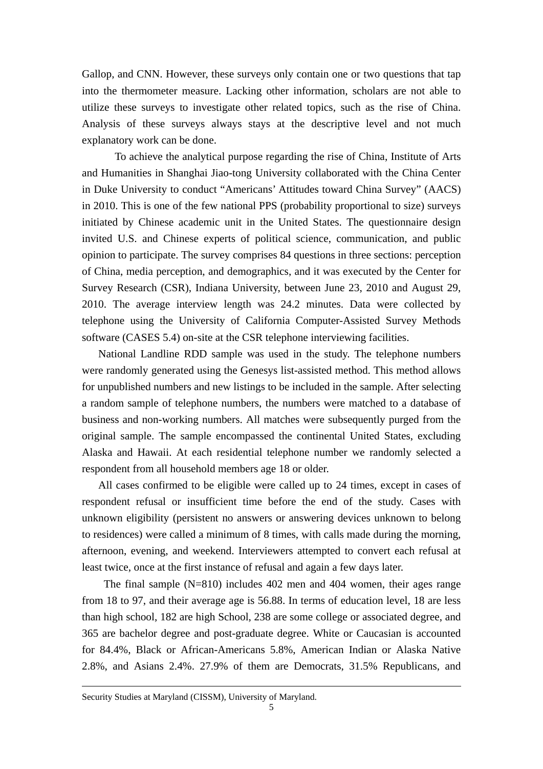Gallop, and CNN. However, these surveys only contain one or two questions that tap into the thermometer measure. Lacking other information, scholars are not able to utilize these surveys to investigate other related topics, such as the rise of China. Analysis of these surveys always stays at the descriptive level and not much explanatory work can be done.

To achieve the analytical purpose regarding the rise of China, Institute of Arts and Humanities in Shanghai Jiao-tong University collaborated with the China Center in Duke University to conduct "Americans' Attitudes toward China Survey" (AACS) in 2010. This is one of the few national PPS (probability proportional to size) surveys initiated by Chinese academic unit in the United States. The questionnaire design invited U.S. and Chinese experts of political science, communication, and public opinion to participate. The survey comprises 84 questions in three sections: perception of China, media perception, and demographics, and it was executed by the Center for Survey Research (CSR), Indiana University, between June 23, 2010 and August 29, 2010. The average interview length was 24.2 minutes. Data were collected by telephone using the University of California Computer-Assisted Survey Methods software (CASES 5.4) on-site at the CSR telephone interviewing facilities.

National Landline RDD sample was used in the study. The telephone numbers were randomly generated using the Genesys list-assisted method. This method allows for unpublished numbers and new listings to be included in the sample. After selecting a random sample of telephone numbers, the numbers were matched to a database of business and non-working numbers. All matches were subsequently purged from the original sample. The sample encompassed the continental United States, excluding Alaska and Hawaii. At each residential telephone number we randomly selected a respondent from all household members age 18 or older.

All cases confirmed to be eligible were called up to 24 times, except in cases of respondent refusal or insufficient time before the end of the study. Cases with unknown eligibility (persistent no answers or answering devices unknown to belong to residences) were called a minimum of 8 times, with calls made during the morning, afternoon, evening, and weekend. Interviewers attempted to convert each refusal at least twice, once at the first instance of refusal and again a few days later.

The final sample (N=810) includes 402 men and 404 women, their ages range from 18 to 97, and their average age is 56.88. In terms of education level, 18 are less than high school, 182 are high School, 238 are some college or associated degree, and 365 are bachelor degree and post-graduate degree. White or Caucasian is accounted for 84.4%, Black or African-Americans 5.8%, American Indian or Alaska Native 2.8%, and Asians 2.4%. 27.9% of them are Democrats, 31.5% Republicans, and

---

Security Studies at Maryland (CISSM), University of Maryland.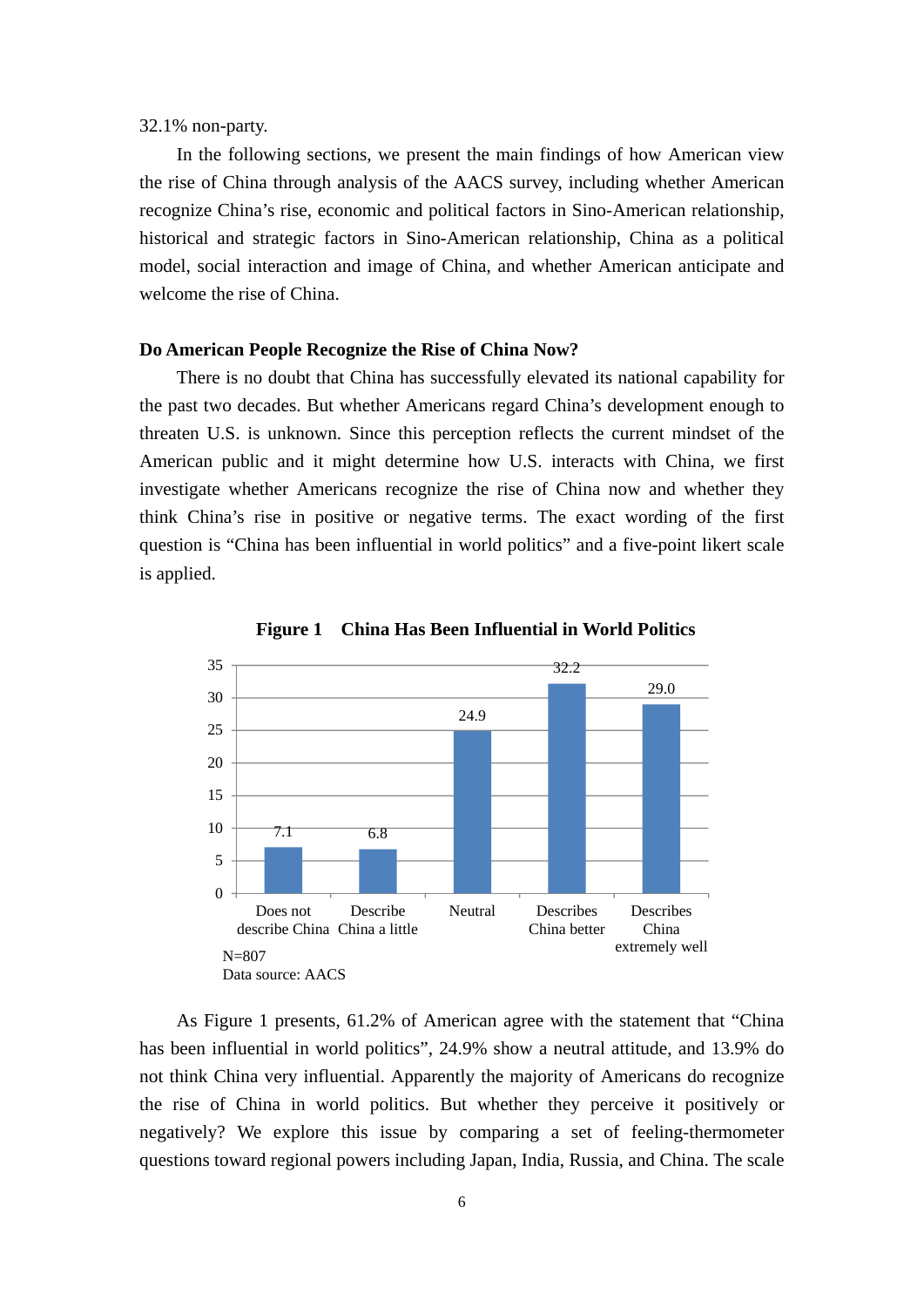32.1% non-party.

In the following sections, we present the main findings of how American view the rise of China through analysis of the AACS survey, including whether American recognize China's rise, economic and political factors in Sino-American relationship, historical and strategic factors in Sino-American relationship, China as a political model, social interaction and image of China, and whether American anticipate and welcome the rise of China.

**Do American People Recognize the Rise of China Now?**

There is no doubt that China has successfully elevated its national capability for the past two decades. But whether Americans regard China's development enough to threaten U.S. is unknown. Since this perception reflects the current mindset of the American public and it might determine how U.S. interacts with China, we first investigate whether Americans recognize the rise of China now and whether they think China's rise in positive or negative terms. The exact wording of the first question is "China has been influential in world politics" and a five-point likert scale is applied.

**Figure 1 China Has Been Influential in World Politics**

| Response | Percent |
|---|---|
| Does not describe China | 7.1 |
| Describe China a little | 6.8 |
| Neutral | 24.9 |
| Describes China better | 32.2 |
| Describes China extremely well | 29.0 |

N=807

Data source: AACS

As Figure 1 presents, 61.2% of American agree with the statement that "China has been influential in world politics", 24.9% show a neutral attitude, and 13.9% do not think China very influential. Apparently the majority of Americans do recognize the rise of China in world politics. But whether they perceive it positively or negatively? We explore this issue by comparing a set of feeling-thermometer questions toward regional powers including Japan, India, Russia, and China. The scale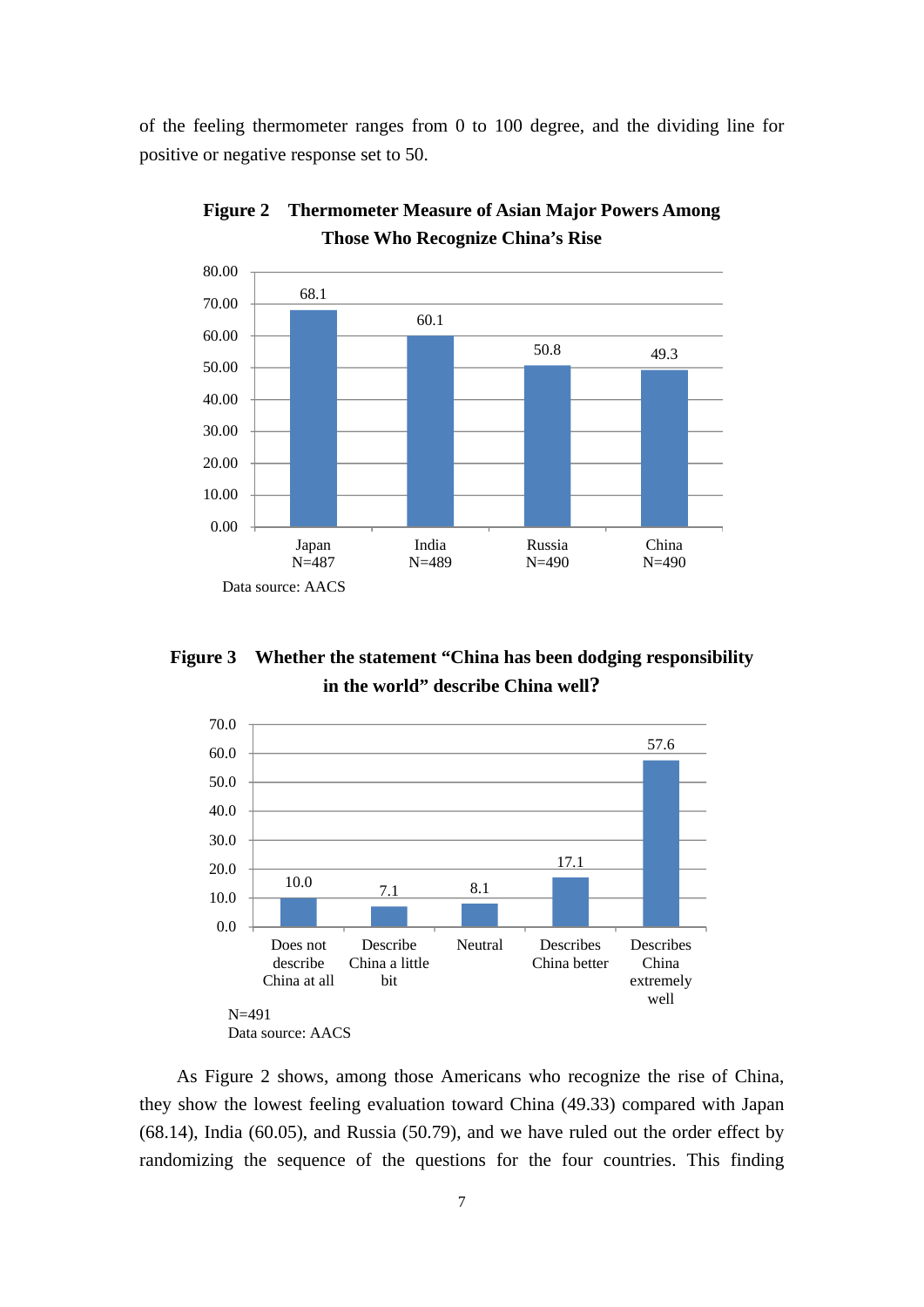of the feeling thermometer ranges from 0 to 100 degree, and the dividing line for positive or negative response set to 50.

**Figure 2 Thermometer Measure of Asian Major Powers Among Those Who Recognize China's Rise**

| | Japan N=487 | India N=489 | Russia N=490 | China N=490 |
|---|---|---|---|---|
| Thermometer | 68.1 | 60.1 | 50.8 | 49.3 |

Data source: AACS

**Figure 3 Whether the statement "China has been dodging responsibility in the world" describe China well?**

| Does not describe China at all | Describe China a little bit | Neutral | Describes China better | Describes China extremely well |
|---|---|---|---|---|
| 10.0 | 7.1 | 8.1 | 17.1 | 57.6 |

N=491
Data source: AACS

As Figure 2 shows, among those Americans who recognize the rise of China, they show the lowest feeling evaluation toward China (49.33) compared with Japan (68.14), India (60.05), and Russia (50.79), and we have ruled out the order effect by randomizing the sequence of the questions for the four countries. This finding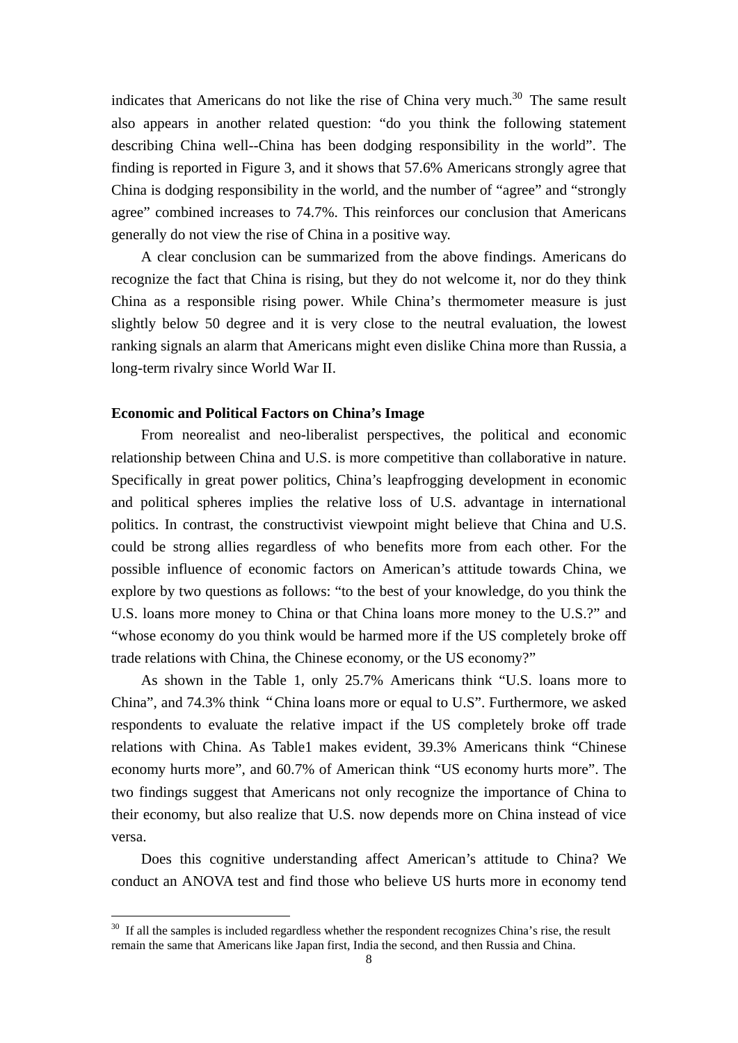indicates that Americans do not like the rise of China very much.[30] The same result also appears in another related question: "do you think the following statement describing China well--China has been dodging responsibility in the world". The finding is reported in Figure 3, and it shows that 57.6% Americans strongly agree that China is dodging responsibility in the world, and the number of "agree" and "strongly agree" combined increases to 74.7%. This reinforces our conclusion that Americans generally do not view the rise of China in a positive way.

A clear conclusion can be summarized from the above findings. Americans do recognize the fact that China is rising, but they do not welcome it, nor do they think China as a responsible rising power. While China's thermometer measure is just slightly below 50 degree and it is very close to the neutral evaluation, the lowest ranking signals an alarm that Americans might even dislike China more than Russia, a long-term rivalry since World War II.

**Economic and Political Factors on China's Image**

From neorealist and neo-liberalist perspectives, the political and economic relationship between China and U.S. is more competitive than collaborative in nature. Specifically in great power politics, China's leapfrogging development in economic and political spheres implies the relative loss of U.S. advantage in international politics. In contrast, the constructivist viewpoint might believe that China and U.S. could be strong allies regardless of who benefits more from each other. For the possible influence of economic factors on American's attitude towards China, we explore by two questions as follows: "to the best of your knowledge, do you think the U.S. loans more money to China or that China loans more money to the U.S.?" and "whose economy do you think would be harmed more if the US completely broke off trade relations with China, the Chinese economy, or the US economy?"

As shown in the Table 1, only 25.7% Americans think "U.S. loans more to China", and 74.3% think "China loans more or equal to U.S". Furthermore, we asked respondents to evaluate the relative impact if the US completely broke off trade relations with China. As Table1 makes evident, 39.3% Americans think "Chinese economy hurts more", and 60.7% of American think "US economy hurts more". The two findings suggest that Americans not only recognize the importance of China to their economy, but also realize that U.S. now depends more on China instead of vice versa.

Does this cognitive understanding affect American's attitude to China? We conduct an ANOVA test and find those who believe US hurts more in economy tend

[30] If all the samples is included regardless whether the respondent recognizes China's rise, the result remain the same that Americans like Japan first, India the second, and then Russia and China.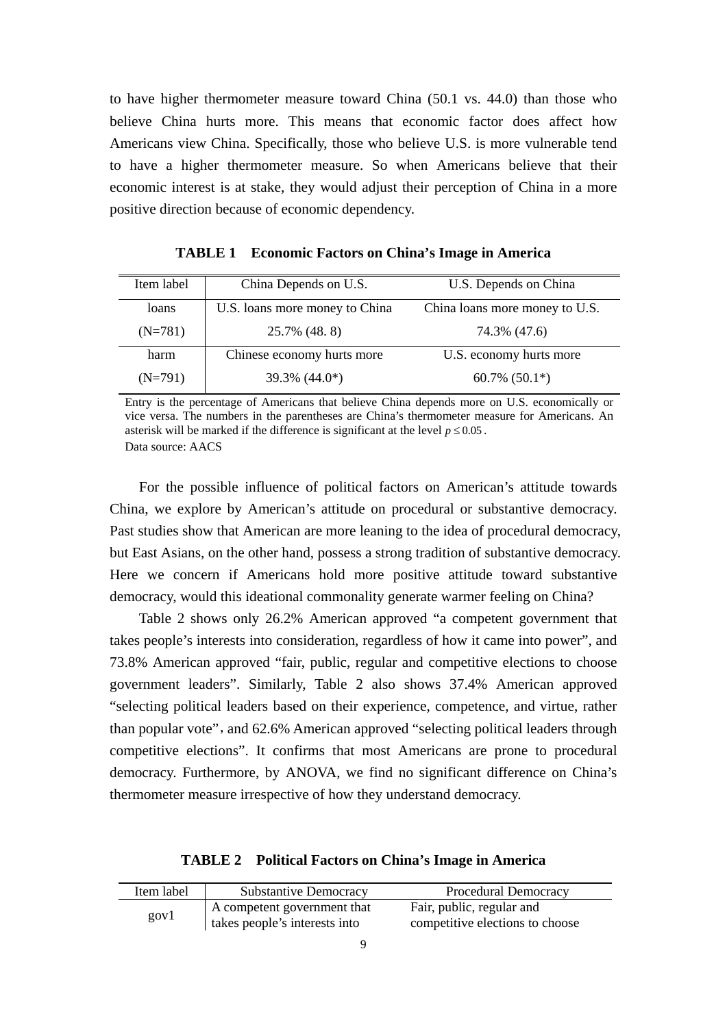to have higher thermometer measure toward China (50.1 vs. 44.0) than those who believe China hurts more. This means that economic factor does affect how Americans view China. Specifically, those who believe U.S. is more vulnerable tend to have a higher thermometer measure. So when Americans believe that their economic interest is at stake, they would adjust their perception of China in a more positive direction because of economic dependency.

**TABLE 1 Economic Factors on China's Image in America**

| Item label | China Depends on U.S. | U.S. Depends on China |
|---|---|---|
| loans | U.S. loans more money to China | China loans more money to U.S. |
| (N=781) | 25.7% (48. 8) | 74.3% (47.6) |
| harm | Chinese economy hurts more | U.S. economy hurts more |
| (N=791) | 39.3% (44.0*) | 60.7% (50.1*) |

Entry is the percentage of Americans that believe China depends more on U.S. economically or vice versa. The numbers in the parentheses are China's thermometer measure for Americans. An asterisk will be marked if the difference is significant at the level $p \leq 0.05$.
Data source: AACS

For the possible influence of political factors on American's attitude towards China, we explore by American's attitude on procedural or substantive democracy. Past studies show that American are more leaning to the idea of procedural democracy, but East Asians, on the other hand, possess a strong tradition of substantive democracy. Here we concern if Americans hold more positive attitude toward substantive democracy, would this ideational commonality generate warmer feeling on China?

Table 2 shows only 26.2% American approved "a competent government that takes people's interests into consideration, regardless of how it came into power", and 73.8% American approved "fair, public, regular and competitive elections to choose government leaders". Similarly, Table 2 also shows 37.4% American approved "selecting political leaders based on their experience, competence, and virtue, rather than popular vote"，and 62.6% American approved "selecting political leaders through competitive elections". It confirms that most Americans are prone to procedural democracy. Furthermore, by ANOVA, we find no significant difference on China's thermometer measure irrespective of how they understand democracy.

**TABLE 2 Political Factors on China's Image in America**

| Item label | Substantive Democracy | Procedural Democracy |
|---|---|---|
| gov1 | A competent government that takes people's interests into | Fair, public, regular and competitive elections to choose |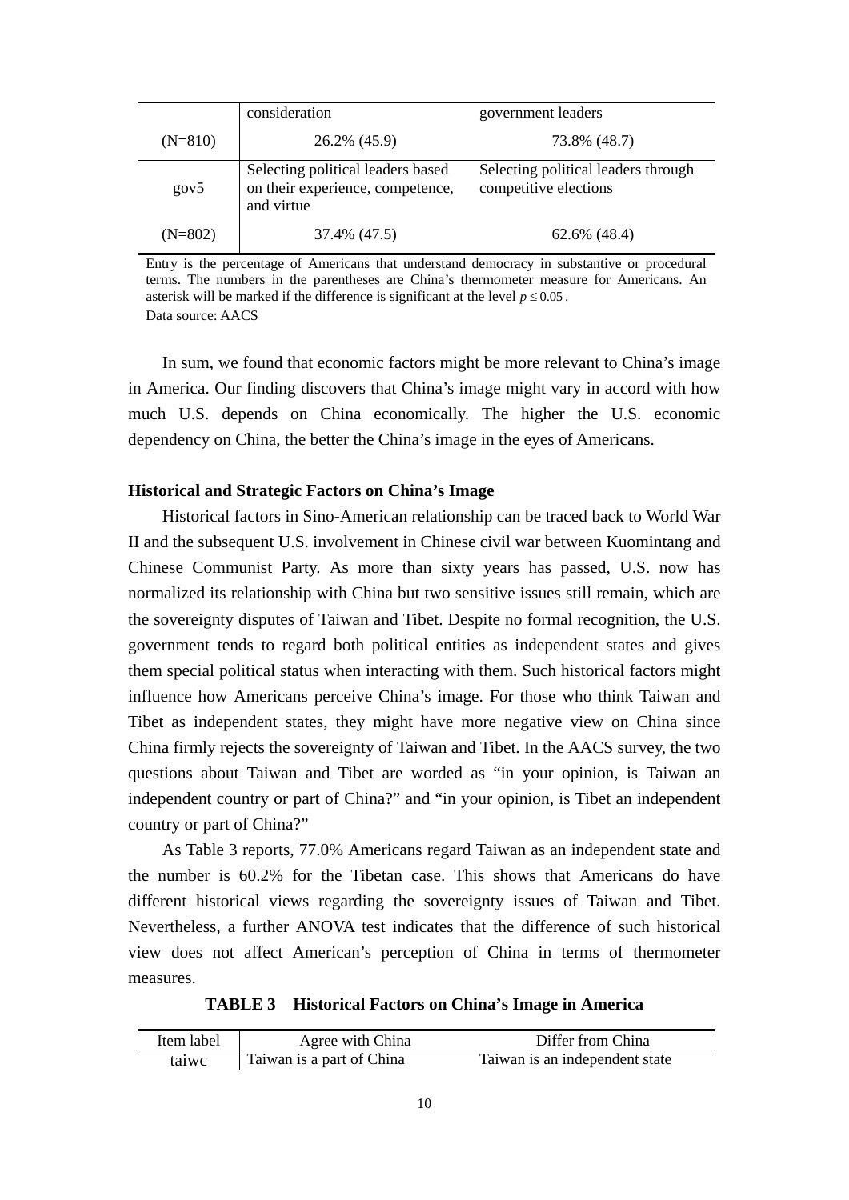|  | consideration | government leaders |
|---|---|---|
| (N=810) | 26.2% (45.9) | 73.8% (48.7) |
| gov5 | Selecting political leaders based on their experience, competence, and virtue | Selecting political leaders through competitive elections |
| (N=802) | 37.4% (47.5) | 62.6% (48.4) |

Entry is the percentage of Americans that understand democracy in substantive or procedural terms. The numbers in the parentheses are China's thermometer measure for Americans. An asterisk will be marked if the difference is significant at the level $p \leq 0.05$.
Data source: AACS

In sum, we found that economic factors might be more relevant to China's image in America. Our finding discovers that China's image might vary in accord with how much U.S. depends on China economically. The higher the U.S. economic dependency on China, the better the China's image in the eyes of Americans.

### Historical and Strategic Factors on China's Image

Historical factors in Sino-American relationship can be traced back to World War II and the subsequent U.S. involvement in Chinese civil war between Kuomintang and Chinese Communist Party. As more than sixty years has passed, U.S. now has normalized its relationship with China but two sensitive issues still remain, which are the sovereignty disputes of Taiwan and Tibet. Despite no formal recognition, the U.S. government tends to regard both political entities as independent states and gives them special political status when interacting with them. Such historical factors might influence how Americans perceive China's image. For those who think Taiwan and Tibet as independent states, they might have more negative view on China since China firmly rejects the sovereignty of Taiwan and Tibet. In the AACS survey, the two questions about Taiwan and Tibet are worded as "in your opinion, is Taiwan an independent country or part of China?" and "in your opinion, is Tibet an independent country or part of China?"

As Table 3 reports, 77.0% Americans regard Taiwan as an independent state and the number is 60.2% for the Tibetan case. This shows that Americans do have different historical views regarding the sovereignty issues of Taiwan and Tibet. Nevertheless, a further ANOVA test indicates that the difference of such historical view does not affect American's perception of China in terms of thermometer measures.

**TABLE 3 Historical Factors on China's Image in America**

| Item label | Agree with China | Differ from China |
|---|---|---|
| taiwc | Taiwan is a part of China | Taiwan is an independent state |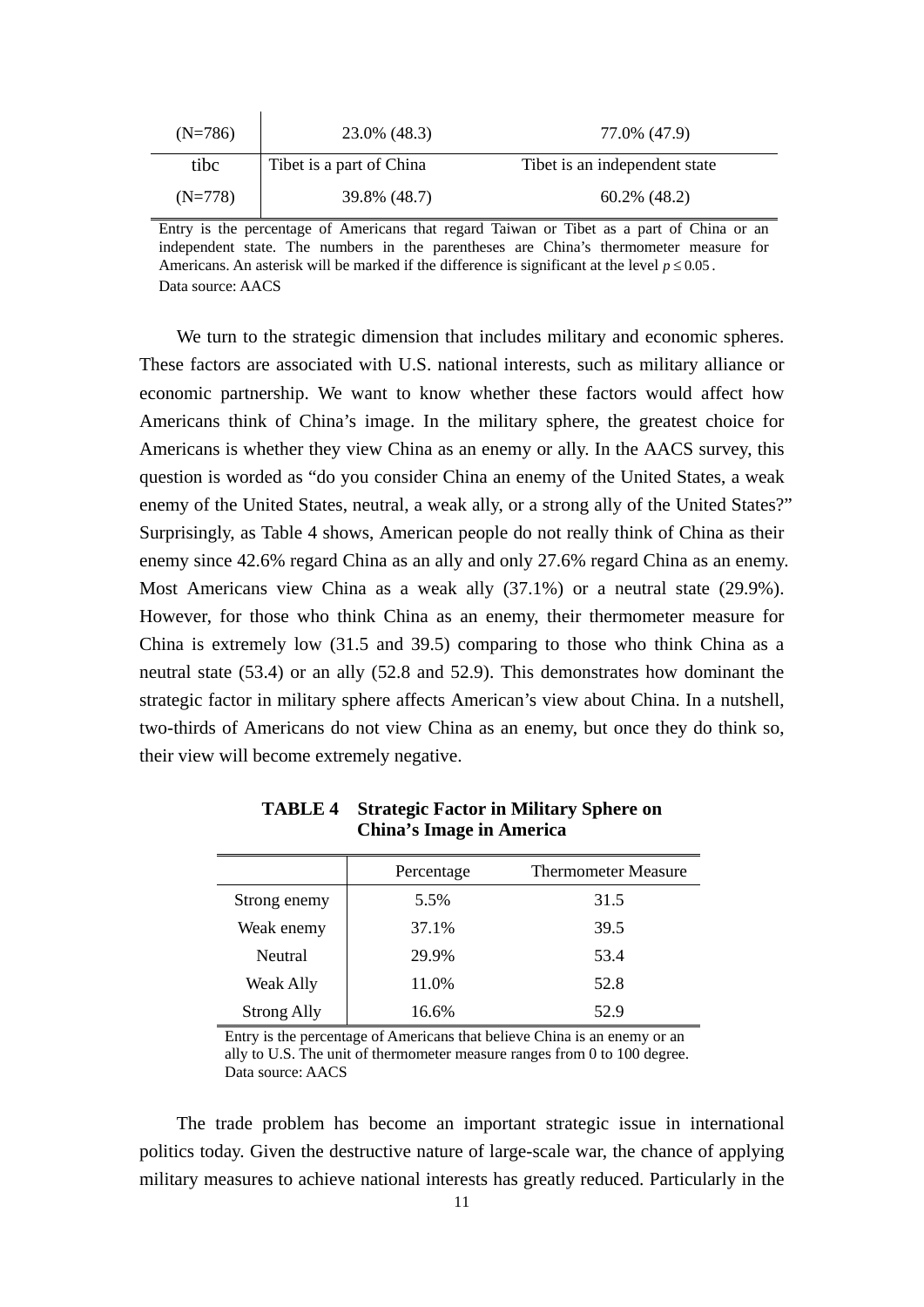| (N=786) | 23.0% (48.3) | 77.0% (47.9) |
|---|---|---|
| tibc | Tibet is a part of China | Tibet is an independent state |
| (N=778) | 39.8% (48.7) | 60.2% (48.2) |

Entry is the percentage of Americans that regard Taiwan or Tibet as a part of China or an independent state. The numbers in the parentheses are China's thermometer measure for Americans. An asterisk will be marked if the difference is significant at the level $p \leq 0.05$.
Data source: AACS

We turn to the strategic dimension that includes military and economic spheres. These factors are associated with U.S. national interests, such as military alliance or economic partnership. We want to know whether these factors would affect how Americans think of China's image. In the military sphere, the greatest choice for Americans is whether they view China as an enemy or ally. In the AACS survey, this question is worded as "do you consider China an enemy of the United States, a weak enemy of the United States, neutral, a weak ally, or a strong ally of the United States?" Surprisingly, as Table 4 shows, American people do not really think of China as their enemy since 42.6% regard China as an ally and only 27.6% regard China as an enemy. Most Americans view China as a weak ally (37.1%) or a neutral state (29.9%). However, for those who think China as an enemy, their thermometer measure for China is extremely low (31.5 and 39.5) comparing to those who think China as a neutral state (53.4) or an ally (52.8 and 52.9). This demonstrates how dominant the strategic factor in military sphere affects American's view about China. In a nutshell, two-thirds of Americans do not view China as an enemy, but once they do think so, their view will become extremely negative.

**TABLE 4 Strategic Factor in Military Sphere on China's Image in America**

| | Percentage | Thermometer Measure |
|---|---|---|
| Strong enemy | 5.5% | 31.5 |
| Weak enemy | 37.1% | 39.5 |
| Neutral | 29.9% | 53.4 |
| Weak Ally | 11.0% | 52.8 |
| Strong Ally | 16.6% | 52.9 |

Entry is the percentage of Americans that believe China is an enemy or an ally to U.S. The unit of thermometer measure ranges from 0 to 100 degree.
Data source: AACS

The trade problem has become an important strategic issue in international politics today. Given the destructive nature of large-scale war, the chance of applying military measures to achieve national interests has greatly reduced. Particularly in the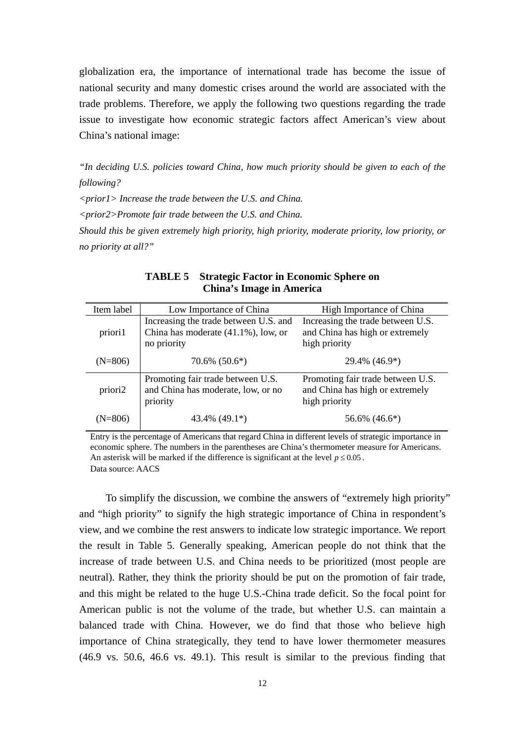globalization era, the importance of international trade has become the issue of national security and many domestic crises around the world are associated with the trade problems. Therefore, we apply the following two questions regarding the trade issue to investigate how economic strategic factors affect American's view about China's national image:

*"In deciding U.S. policies toward China, how much priority should be given to each of the following?*

*<prior1> Increase the trade between the U.S. and China.*

*<prior2>Promote fair trade between the U.S. and China.*

*Should this be given extremely high priority, high priority, moderate priority, low priority, or no priority at all?"*

**TABLE 5 Strategic Factor in Economic Sphere on China's Image in America**

| Item label | Low Importance of China | High Importance of China |
|---|---|---|
| priori1 | Increasing the trade between U.S. and China has moderate (41.1%), low, or no priority | Increasing the trade between U.S. and China has high or extremely high priority |
| (N=806) | 70.6% (50.6*) | 29.4% (46.9*) |
| priori2 | Promoting fair trade between U.S. and China has moderate, low, or no priority | Promoting fair trade between U.S. and China has high or extremely high priority |
| (N=806) | 43.4% (49.1*) | 56.6% (46.6*) |

Entry is the percentage of Americans that regard China in different levels of strategic importance in economic sphere. The numbers in the parentheses are China's thermometer measure for Americans. An asterisk will be marked if the difference is significant at the level $p \leq 0.05$.
Data source: AACS

To simplify the discussion, we combine the answers of "extremely high priority" and "high priority" to signify the high strategic importance of China in respondent's view, and we combine the rest answers to indicate low strategic importance. We report the result in Table 5. Generally speaking, American people do not think that the increase of trade between U.S. and China needs to be prioritized (most people are neutral). Rather, they think the priority should be put on the promotion of fair trade, and this might be related to the huge U.S.-China trade deficit. So the focal point for American public is not the volume of the trade, but whether U.S. can maintain a balanced trade with China. However, we do find that those who believe high importance of China strategically, they tend to have lower thermometer measures (46.9 vs. 50.6, 46.6 vs. 49.1). This result is similar to the previous finding that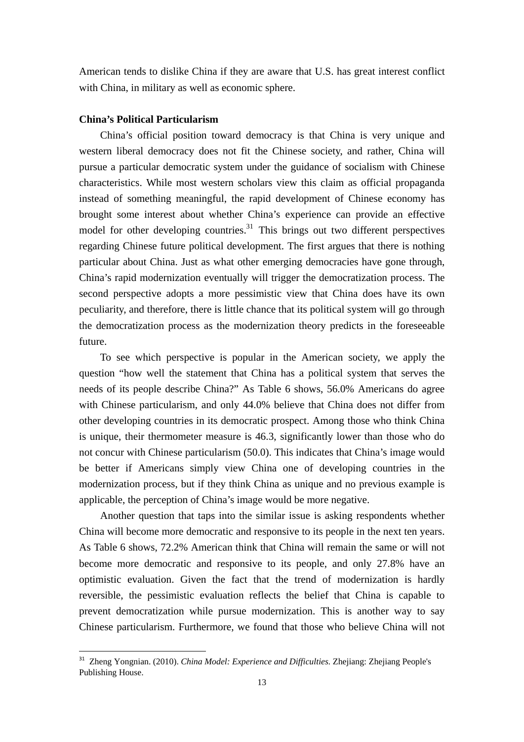American tends to dislike China if they are aware that U.S. has great interest conflict with China, in military as well as economic sphere.

**China's Political Particularism**

China's official position toward democracy is that China is very unique and western liberal democracy does not fit the Chinese society, and rather, China will pursue a particular democratic system under the guidance of socialism with Chinese characteristics. While most western scholars view this claim as official propaganda instead of something meaningful, the rapid development of Chinese economy has brought some interest about whether China's experience can provide an effective model for other developing countries.[31] This brings out two different perspectives regarding Chinese future political development. The first argues that there is nothing particular about China. Just as what other emerging democracies have gone through, China's rapid modernization eventually will trigger the democratization process. The second perspective adopts a more pessimistic view that China does have its own peculiarity, and therefore, there is little chance that its political system will go through the democratization process as the modernization theory predicts in the foreseeable future.

To see which perspective is popular in the American society, we apply the question "how well the statement that China has a political system that serves the needs of its people describe China?" As Table 6 shows, 56.0% Americans do agree with Chinese particularism, and only 44.0% believe that China does not differ from other developing countries in its democratic prospect. Among those who think China is unique, their thermometer measure is 46.3, significantly lower than those who do not concur with Chinese particularism (50.0). This indicates that China's image would be better if Americans simply view China one of developing countries in the modernization process, but if they think China as unique and no previous example is applicable, the perception of China's image would be more negative.

Another question that taps into the similar issue is asking respondents whether China will become more democratic and responsive to its people in the next ten years. As Table 6 shows, 72.2% American think that China will remain the same or will not become more democratic and responsive to its people, and only 27.8% have an optimistic evaluation. Given the fact that the trend of modernization is hardly reversible, the pessimistic evaluation reflects the belief that China is capable to prevent democratization while pursue modernization. This is another way to say Chinese particularism. Furthermore, we found that those who believe China will not

[31] Zheng Yongnian. (2010). *China Model: Experience and Difficulties.* Zhejiang: Zhejiang People's Publishing House.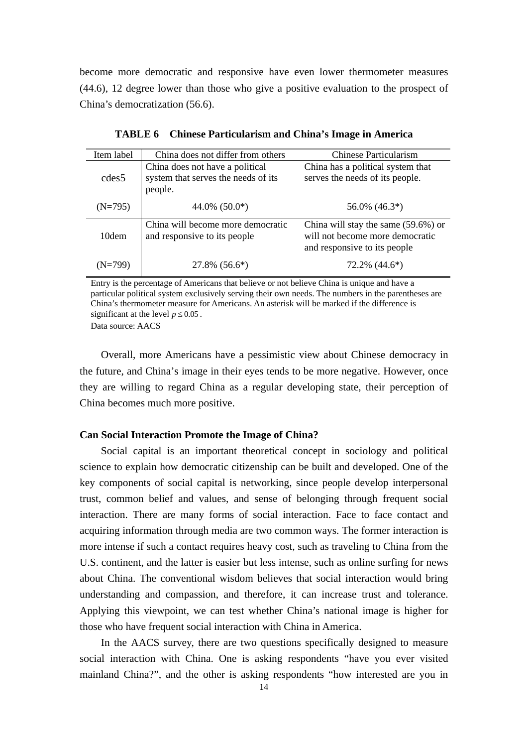become more democratic and responsive have even lower thermometer measures (44.6), 12 degree lower than those who give a positive evaluation to the prospect of China's democratization (56.6).

**TABLE 6 Chinese Particularism and China's Image in America**

| Item label | China does not differ from others | Chinese Particularism |
|---|---|---|
| cdes5 | China does not have a political system that serves the needs of its people. | China has a political system that serves the needs of its people. |
| (N=795) | 44.0% (50.0*) | 56.0% (46.3*) |
| 10dem | China will become more democratic and responsive to its people | China will stay the same (59.6%) or will not become more democratic and responsive to its people |
| (N=799) | 27.8% (56.6*) | 72.2% (44.6*) |

Entry is the percentage of Americans that believe or not believe China is unique and have a particular political system exclusively serving their own needs. The numbers in the parentheses are China's thermometer measure for Americans. An asterisk will be marked if the difference is significant at the level $p \leq 0.05$.

Data source: AACS

Overall, more Americans have a pessimistic view about Chinese democracy in the future, and China's image in their eyes tends to be more negative. However, once they are willing to regard China as a regular developing state, their perception of China becomes much more positive.

**Can Social Interaction Promote the Image of China?**

Social capital is an important theoretical concept in sociology and political science to explain how democratic citizenship can be built and developed. One of the key components of social capital is networking, since people develop interpersonal trust, common belief and values, and sense of belonging through frequent social interaction. There are many forms of social interaction. Face to face contact and acquiring information through media are two common ways. The former interaction is more intense if such a contact requires heavy cost, such as traveling to China from the U.S. continent, and the latter is easier but less intense, such as online surfing for news about China. The conventional wisdom believes that social interaction would bring understanding and compassion, and therefore, it can increase trust and tolerance. Applying this viewpoint, we can test whether China's national image is higher for those who have frequent social interaction with China in America.

In the AACS survey, there are two questions specifically designed to measure social interaction with China. One is asking respondents "have you ever visited mainland China?", and the other is asking respondents "how interested are you in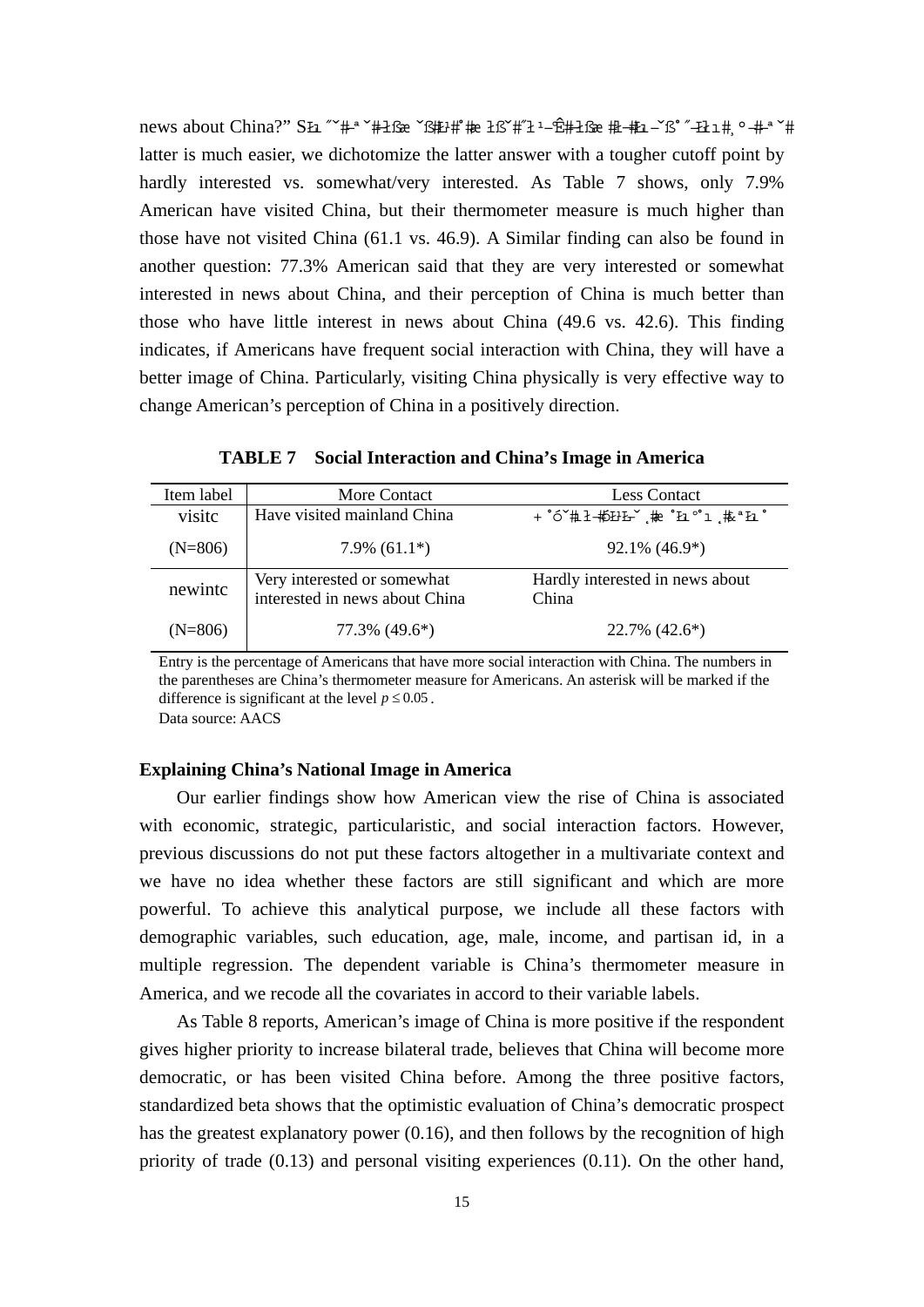news about China?” Sŀı ˝˘#-ª ˘#łßæ ˘ßĦ#˚#æ łß˘#˝ł¹–Ê#łßæ #ł–#ŀı–˘ß˚˝–Ħı#¸º–#-ª ˘# latter is much easier, we dichotomize the latter answer with a tougher cutoff point by hardly interested vs. somewhat/very interested. As Table 7 shows, only 7.9% American have visited China, but their thermometer measure is much higher than those have not visited China (61.1 vs. 46.9). A Similar finding can also be found in another question: 77.3% American said that they are very interested or somewhat interested in news about China, and their perception of China is much better than those who have little interest in news about China (49.6 vs. 42.6). This finding indicates, if Americans have frequent social interaction with China, they will have a better image of China. Particularly, visiting China physically is very effective way to change American's perception of China in a positively direction.

**TABLE 7 Social Interaction and China's Image in America**

| Item label | More Contact | Less Contact |
|---|---|---|
| visitc | Have visited mainland China | + ˚ó˘#ł ł–#ĐĦ–˘ ¸#æ ˚ŀı º˚ı ¸#ª ŀı ˚ |
| (N=806) | 7.9% (61.1*) | 92.1% (46.9*) |
| newintc | Very interested or somewhat interested in news about China | Hardly interested in news about China |
| (N=806) | 77.3% (49.6*) | 22.7% (42.6*) |

Entry is the percentage of Americans that have more social interaction with China. The numbers in the parentheses are China's thermometer measure for Americans. An asterisk will be marked if the difference is significant at the level $p \leq 0.05$.

Data source: AACS

**Explaining China's National Image in America**

Our earlier findings show how American view the rise of China is associated with economic, strategic, particularistic, and social interaction factors. However, previous discussions do not put these factors altogether in a multivariate context and we have no idea whether these factors are still significant and which are more powerful. To achieve this analytical purpose, we include all these factors with demographic variables, such education, age, male, income, and partisan id, in a multiple regression. The dependent variable is China's thermometer measure in America, and we recode all the covariates in accord to their variable labels.

As Table 8 reports, American's image of China is more positive if the respondent gives higher priority to increase bilateral trade, believes that China will become more democratic, or has been visited China before. Among the three positive factors, standardized beta shows that the optimistic evaluation of China's democratic prospect has the greatest explanatory power (0.16), and then follows by the recognition of high priority of trade (0.13) and personal visiting experiences (0.11). On the other hand,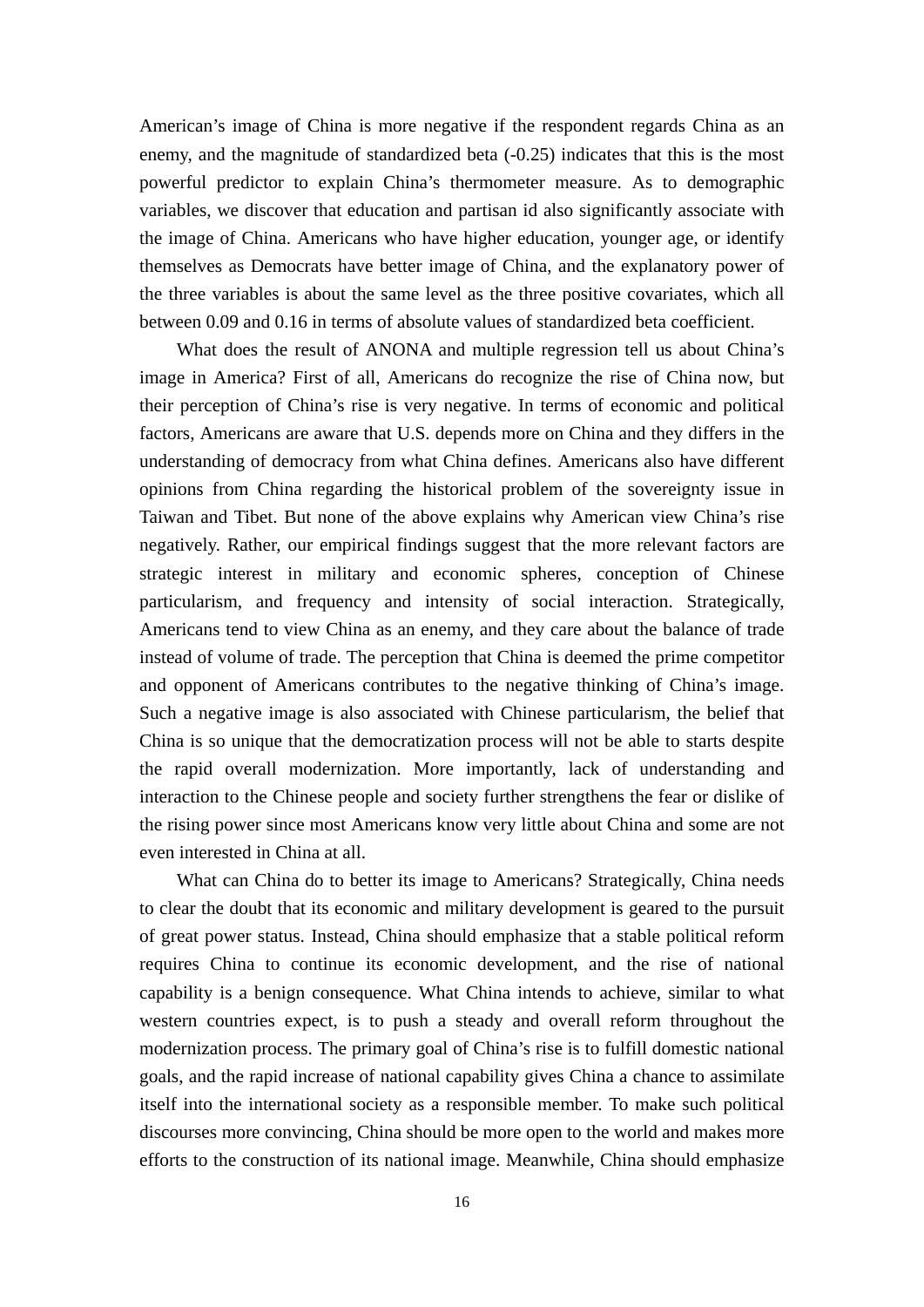American's image of China is more negative if the respondent regards China as an enemy, and the magnitude of standardized beta (-0.25) indicates that this is the most powerful predictor to explain China's thermometer measure. As to demographic variables, we discover that education and partisan id also significantly associate with the image of China. Americans who have higher education, younger age, or identify themselves as Democrats have better image of China, and the explanatory power of the three variables is about the same level as the three positive covariates, which all between 0.09 and 0.16 in terms of absolute values of standardized beta coefficient.

What does the result of ANONA and multiple regression tell us about China's image in America? First of all, Americans do recognize the rise of China now, but their perception of China's rise is very negative. In terms of economic and political factors, Americans are aware that U.S. depends more on China and they differs in the understanding of democracy from what China defines. Americans also have different opinions from China regarding the historical problem of the sovereignty issue in Taiwan and Tibet. But none of the above explains why American view China's rise negatively. Rather, our empirical findings suggest that the more relevant factors are strategic interest in military and economic spheres, conception of Chinese particularism, and frequency and intensity of social interaction. Strategically, Americans tend to view China as an enemy, and they care about the balance of trade instead of volume of trade. The perception that China is deemed the prime competitor and opponent of Americans contributes to the negative thinking of China's image. Such a negative image is also associated with Chinese particularism, the belief that China is so unique that the democratization process will not be able to starts despite the rapid overall modernization. More importantly, lack of understanding and interaction to the Chinese people and society further strengthens the fear or dislike of the rising power since most Americans know very little about China and some are not even interested in China at all.

What can China do to better its image to Americans? Strategically, China needs to clear the doubt that its economic and military development is geared to the pursuit of great power status. Instead, China should emphasize that a stable political reform requires China to continue its economic development, and the rise of national capability is a benign consequence. What China intends to achieve, similar to what western countries expect, is to push a steady and overall reform throughout the modernization process. The primary goal of China's rise is to fulfill domestic national goals, and the rapid increase of national capability gives China a chance to assimilate itself into the international society as a responsible member. To make such political discourses more convincing, China should be more open to the world and makes more efforts to the construction of its national image. Meanwhile, China should emphasize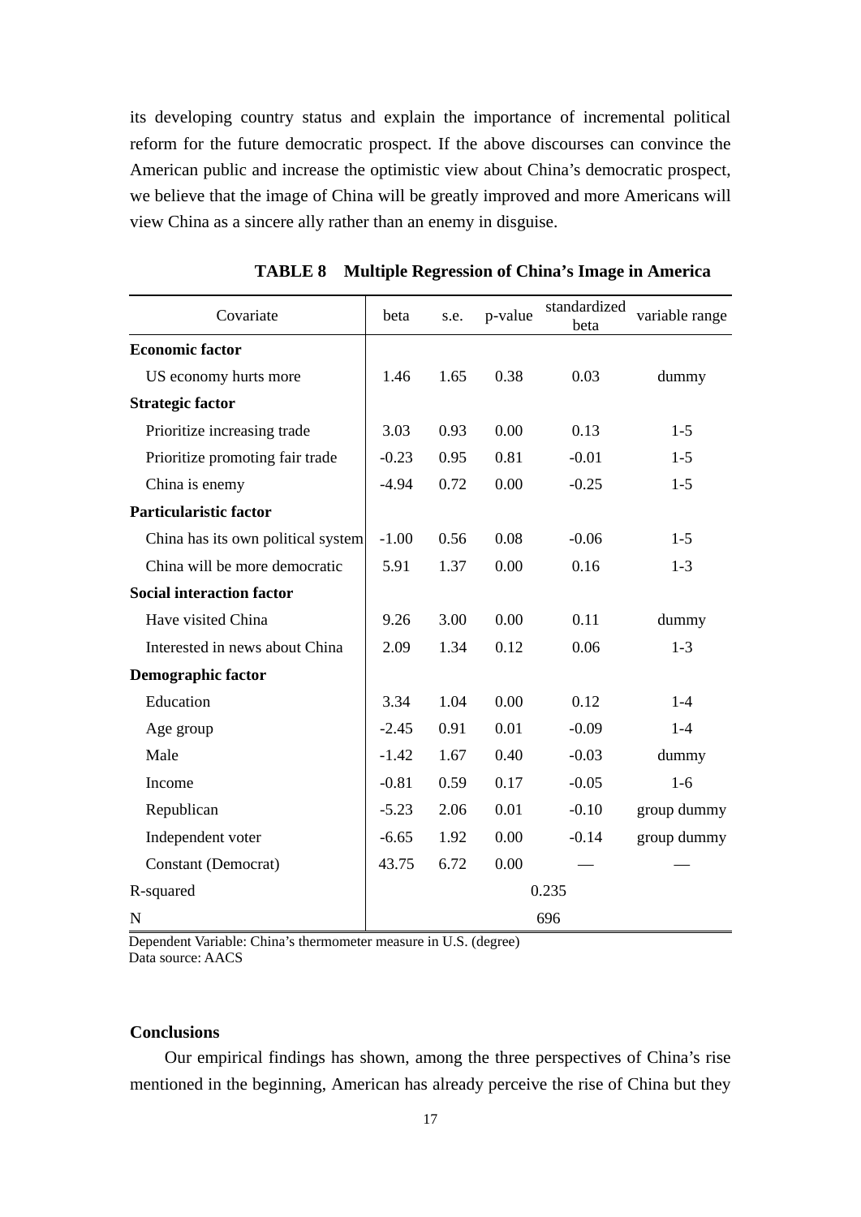its developing country status and explain the importance of incremental political reform for the future democratic prospect. If the above discourses can convince the American public and increase the optimistic view about China's democratic prospect, we believe that the image of China will be greatly improved and more Americans will view China as a sincere ally rather than an enemy in disguise.

**TABLE 8 Multiple Regression of China's Image in America**

| Covariate | beta | s.e. | p-value | standardized beta | variable range |
|---|---|---|---|---|---|
| **Economic factor** | | | | | |
| US economy hurts more | 1.46 | 1.65 | 0.38 | 0.03 | dummy |
| **Strategic factor** | | | | | |
| Prioritize increasing trade | 3.03 | 0.93 | 0.00 | 0.13 | 1-5 |
| Prioritize promoting fair trade | -0.23 | 0.95 | 0.81 | -0.01 | 1-5 |
| China is enemy | -4.94 | 0.72 | 0.00 | -0.25 | 1-5 |
| **Particularistic factor** | | | | | |
| China has its own political system | -1.00 | 0.56 | 0.08 | -0.06 | 1-5 |
| China will be more democratic | 5.91 | 1.37 | 0.00 | 0.16 | 1-3 |
| **Social interaction factor** | | | | | |
| Have visited China | 9.26 | 3.00 | 0.00 | 0.11 | dummy |
| Interested in news about China | 2.09 | 1.34 | 0.12 | 0.06 | 1-3 |
| **Demographic factor** | | | | | |
| Education | 3.34 | 1.04 | 0.00 | 0.12 | 1-4 |
| Age group | -2.45 | 0.91 | 0.01 | -0.09 | 1-4 |
| Male | -1.42 | 1.67 | 0.40 | -0.03 | dummy |
| Income | -0.81 | 0.59 | 0.17 | -0.05 | 1-6 |
| Republican | -5.23 | 2.06 | 0.01 | -0.10 | group dummy |
| Independent voter | -6.65 | 1.92 | 0.00 | -0.14 | group dummy |
| Constant (Democrat) | 43.75 | 6.72 | 0.00 | — | — |
| R-squared | 0.235 | | | | |
| N | 696 | | | | |

Dependent Variable: China's thermometer measure in U.S. (degree)
Data source: AACS

**Conclusions**

Our empirical findings has shown, among the three perspectives of China's rise mentioned in the beginning, American has already perceive the rise of China but they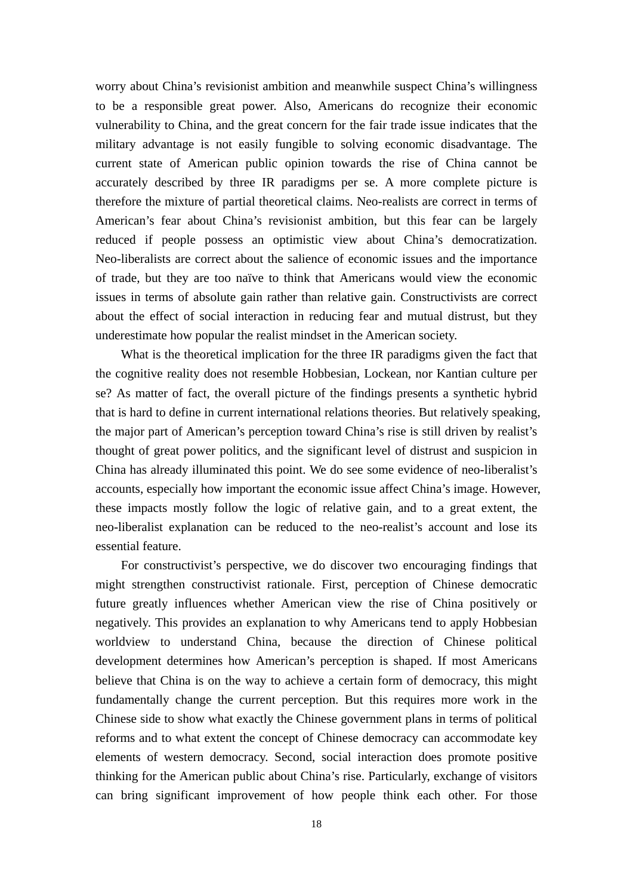worry about China's revisionist ambition and meanwhile suspect China's willingness to be a responsible great power. Also, Americans do recognize their economic vulnerability to China, and the great concern for the fair trade issue indicates that the military advantage is not easily fungible to solving economic disadvantage. The current state of American public opinion towards the rise of China cannot be accurately described by three IR paradigms per se. A more complete picture is therefore the mixture of partial theoretical claims. Neo-realists are correct in terms of American's fear about China's revisionist ambition, but this fear can be largely reduced if people possess an optimistic view about China's democratization. Neo-liberalists are correct about the salience of economic issues and the importance of trade, but they are too naïve to think that Americans would view the economic issues in terms of absolute gain rather than relative gain. Constructivists are correct about the effect of social interaction in reducing fear and mutual distrust, but they underestimate how popular the realist mindset in the American society.

What is the theoretical implication for the three IR paradigms given the fact that the cognitive reality does not resemble Hobbesian, Lockean, nor Kantian culture per se? As matter of fact, the overall picture of the findings presents a synthetic hybrid that is hard to define in current international relations theories. But relatively speaking, the major part of American's perception toward China's rise is still driven by realist's thought of great power politics, and the significant level of distrust and suspicion in China has already illuminated this point. We do see some evidence of neo-liberalist's accounts, especially how important the economic issue affect China's image. However, these impacts mostly follow the logic of relative gain, and to a great extent, the neo-liberalist explanation can be reduced to the neo-realist's account and lose its essential feature.

For constructivist's perspective, we do discover two encouraging findings that might strengthen constructivist rationale. First, perception of Chinese democratic future greatly influences whether American view the rise of China positively or negatively. This provides an explanation to why Americans tend to apply Hobbesian worldview to understand China, because the direction of Chinese political development determines how American's perception is shaped. If most Americans believe that China is on the way to achieve a certain form of democracy, this might fundamentally change the current perception. But this requires more work in the Chinese side to show what exactly the Chinese government plans in terms of political reforms and to what extent the concept of Chinese democracy can accommodate key elements of western democracy. Second, social interaction does promote positive thinking for the American public about China's rise. Particularly, exchange of visitors can bring significant improvement of how people think each other. For those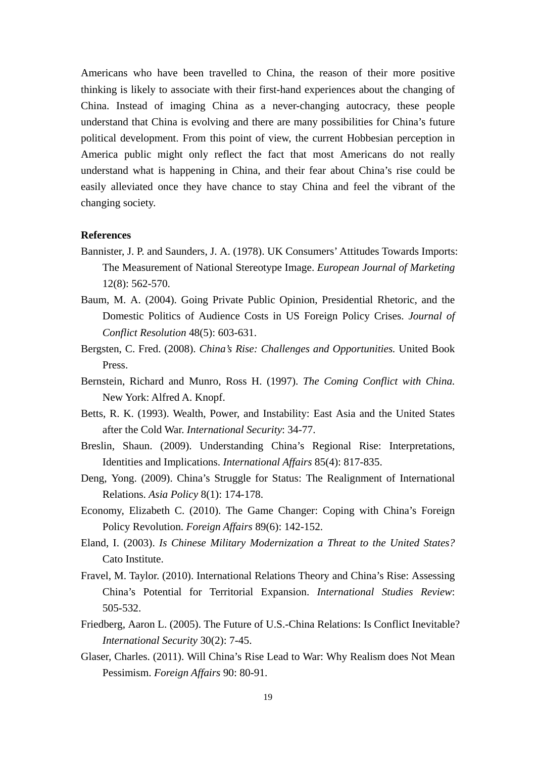Americans who have been travelled to China, the reason of their more positive thinking is likely to associate with their first-hand experiences about the changing of China. Instead of imaging China as a never-changing autocracy, these people understand that China is evolving and there are many possibilities for China's future political development. From this point of view, the current Hobbesian perception in America public might only reflect the fact that most Americans do not really understand what is happening in China, and their fear about China's rise could be easily alleviated once they have chance to stay China and feel the vibrant of the changing society.

**References**

Bannister, J. P. and Saunders, J. A. (1978). UK Consumers' Attitudes Towards Imports: The Measurement of National Stereotype Image. *European Journal of Marketing* 12(8): 562-570.

Baum, M. A. (2004). Going Private Public Opinion, Presidential Rhetoric, and the Domestic Politics of Audience Costs in US Foreign Policy Crises. *Journal of Conflict Resolution* 48(5): 603-631.

Bergsten, C. Fred. (2008). *China's Rise: Challenges and Opportunities.* United Book Press.

Bernstein, Richard and Munro, Ross H. (1997). *The Coming Conflict with China.* New York: Alfred A. Knopf.

Betts, R. K. (1993). Wealth, Power, and Instability: East Asia and the United States after the Cold War. *International Security*: 34-77.

Breslin, Shaun. (2009). Understanding China's Regional Rise: Interpretations, Identities and Implications. *International Affairs* 85(4): 817-835.

Deng, Yong. (2009). China's Struggle for Status: The Realignment of International Relations. *Asia Policy* 8(1): 174-178.

Economy, Elizabeth C. (2010). The Game Changer: Coping with China's Foreign Policy Revolution. *Foreign Affairs* 89(6): 142-152.

Eland, I. (2003). *Is Chinese Military Modernization a Threat to the United States?* Cato Institute.

Fravel, M. Taylor. (2010). International Relations Theory and China's Rise: Assessing China's Potential for Territorial Expansion. *International Studies Review*: 505-532.

Friedberg, Aaron L. (2005). The Future of U.S.-China Relations: Is Conflict Inevitable? *International Security* 30(2): 7-45.

Glaser, Charles. (2011). Will China's Rise Lead to War: Why Realism does Not Mean Pessimism. *Foreign Affairs* 90: 80-91.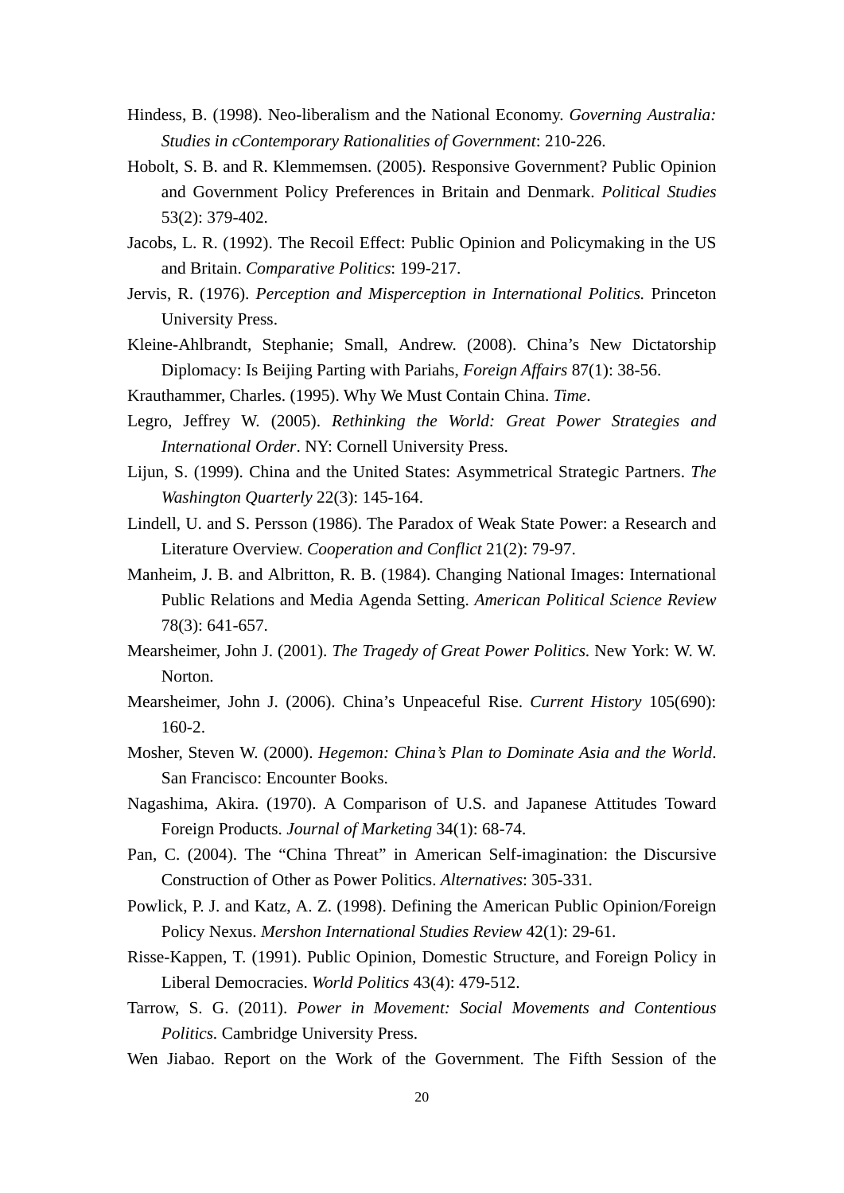Hindess, B. (1998). Neo-liberalism and the National Economy. *Governing Australia: Studies in cContemporary Rationalities of Government*: 210-226.

Hobolt, S. B. and R. Klemmemsen. (2005). Responsive Government? Public Opinion and Government Policy Preferences in Britain and Denmark. *Political Studies* 53(2): 379-402.

Jacobs, L. R. (1992). The Recoil Effect: Public Opinion and Policymaking in the US and Britain. *Comparative Politics*: 199-217.

Jervis, R. (1976). *Perception and Misperception in International Politics.* Princeton University Press.

Kleine-Ahlbrandt, Stephanie; Small, Andrew. (2008). China's New Dictatorship Diplomacy: Is Beijing Parting with Pariahs, *Foreign Affairs* 87(1): 38-56.

Krauthammer, Charles. (1995). Why We Must Contain China. *Time*.

Legro, Jeffrey W. (2005). *Rethinking the World: Great Power Strategies and International Order*. NY: Cornell University Press.

Lijun, S. (1999). China and the United States: Asymmetrical Strategic Partners. *The Washington Quarterly* 22(3): 145-164.

Lindell, U. and S. Persson (1986). The Paradox of Weak State Power: a Research and Literature Overview. *Cooperation and Conflict* 21(2): 79-97.

Manheim, J. B. and Albritton, R. B. (1984). Changing National Images: International Public Relations and Media Agenda Setting. *American Political Science Review* 78(3): 641-657.

Mearsheimer, John J. (2001). *The Tragedy of Great Power Politics*. New York: W. W. Norton.

Mearsheimer, John J. (2006). China's Unpeaceful Rise. *Current History* 105(690): 160-2.

Mosher, Steven W. (2000). *Hegemon: China's Plan to Dominate Asia and the World*. San Francisco: Encounter Books.

Nagashima, Akira. (1970). A Comparison of U.S. and Japanese Attitudes Toward Foreign Products. *Journal of Marketing* 34(1): 68-74.

Pan, C. (2004). The "China Threat" in American Self-imagination: the Discursive Construction of Other as Power Politics. *Alternatives*: 305-331.

Powlick, P. J. and Katz, A. Z. (1998). Defining the American Public Opinion/Foreign Policy Nexus. *Mershon International Studies Review* 42(1): 29-61.

Risse-Kappen, T. (1991). Public Opinion, Domestic Structure, and Foreign Policy in Liberal Democracies. *World Politics* 43(4): 479-512.

Tarrow, S. G. (2011). *Power in Movement: Social Movements and Contentious Politics*. Cambridge University Press.

Wen Jiabao. Report on the Work of the Government. The Fifth Session of the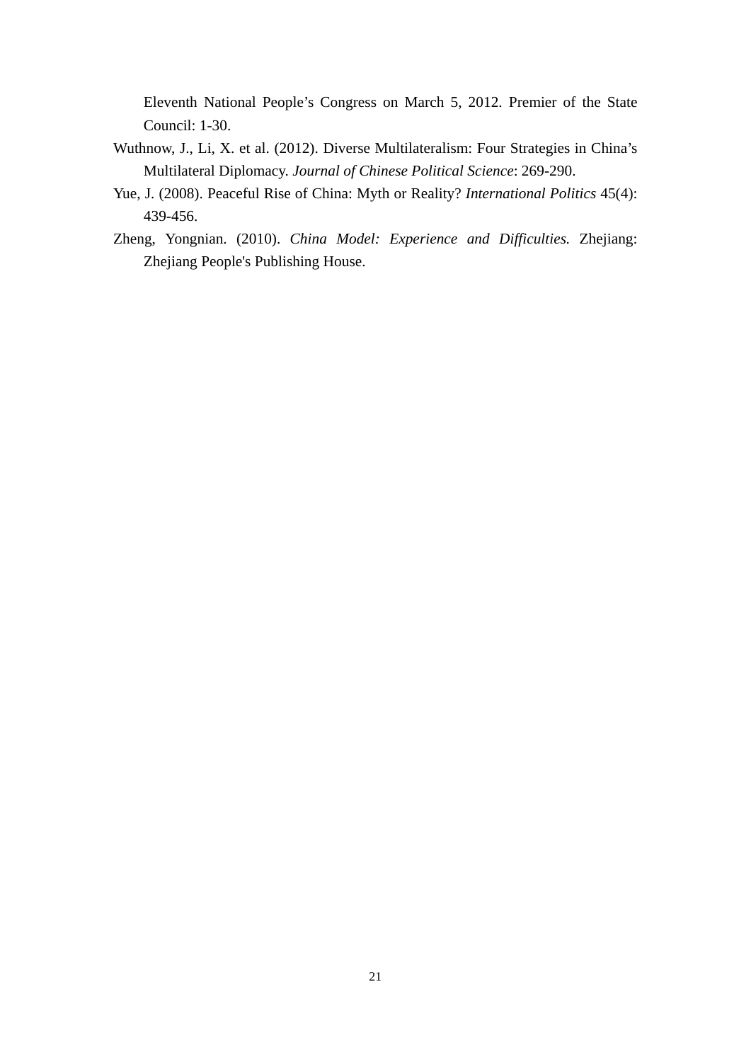Eleventh National People's Congress on March 5, 2012. Premier of the State Council: 1-30.

Wuthnow, J., Li, X. et al. (2012). Diverse Multilateralism: Four Strategies in China's Multilateral Diplomacy. *Journal of Chinese Political Science*: 269-290.

Yue, J. (2008). Peaceful Rise of China: Myth or Reality? *International Politics* 45(4): 439-456.

Zheng, Yongnian. (2010). *China Model: Experience and Difficulties.* Zhejiang: Zhejiang People's Publishing House.